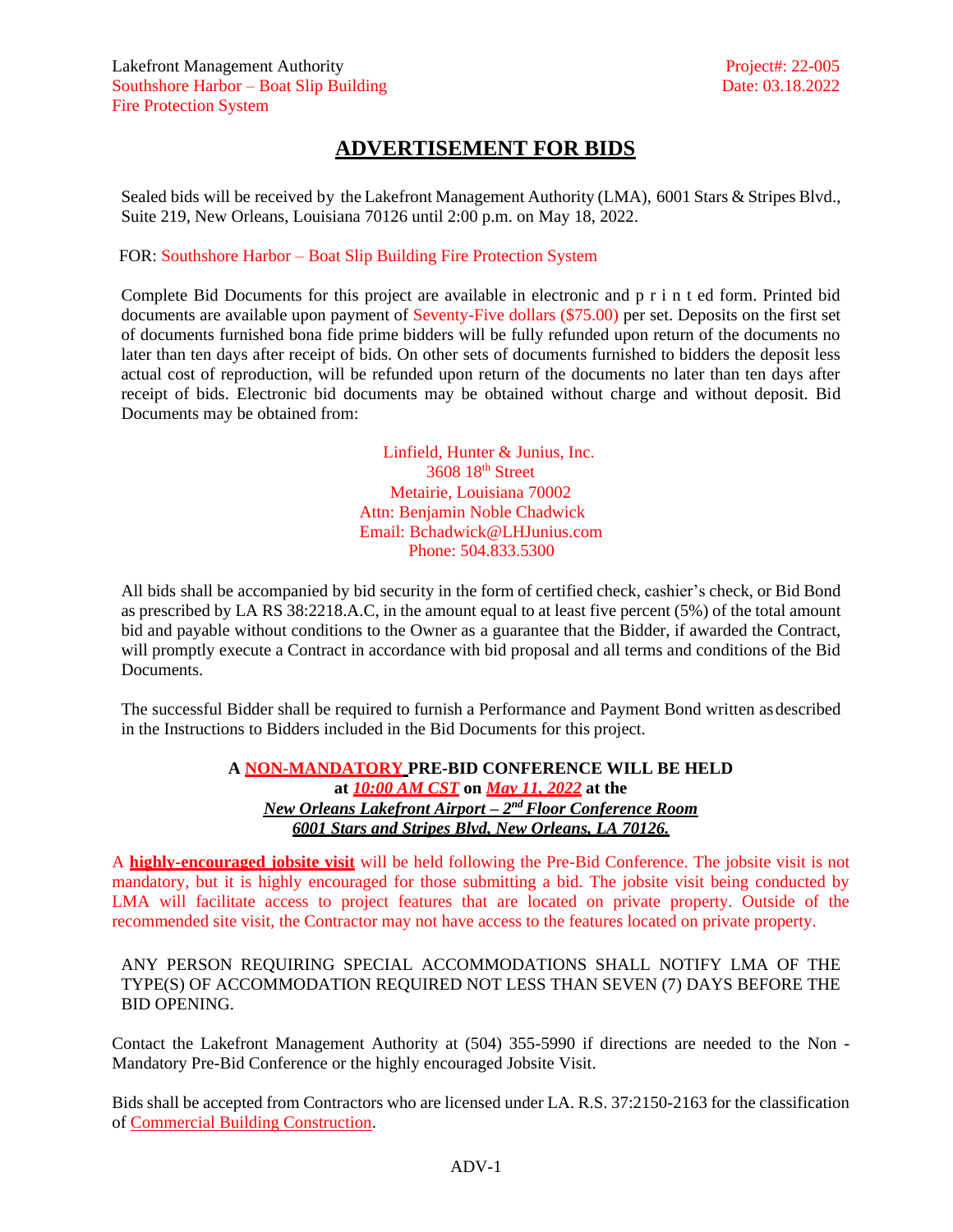Lakefront Management Authority
Southshore Harbor – Boat Slip Building
Fire Protection System

Project#: 22-005
Date: 03.18.2022

# ADVERTISEMENT FOR BIDS

Sealed bids will be received by the Lakefront Management Authority (LMA), 6001 Stars & Stripes Blvd., Suite 219, New Orleans, Louisiana 70126 until 2:00 p.m. on May 18, 2022.

FOR: Southshore Harbor – Boat Slip Building Fire Protection System

Complete Bid Documents for this project are available in electronic and printed form. Printed bid documents are available upon payment of Seventy-Five dollars ($75.00) per set. Deposits on the first set of documents furnished bona fide prime bidders will be fully refunded upon return of the documents no later than ten days after receipt of bids. On other sets of documents furnished to bidders the deposit less actual cost of reproduction, will be refunded upon return of the documents no later than ten days after receipt of bids. Electronic bid documents may be obtained without charge and without deposit. Bid Documents may be obtained from:

Linfield, Hunter & Junius, Inc.
3608 18th Street
Metairie, Louisiana 70002
Attn: Benjamin Noble Chadwick
Email: Bchadwick@LHJunius.com
Phone: 504.833.5300

All bids shall be accompanied by bid security in the form of certified check, cashier's check, or Bid Bond as prescribed by LA RS 38:2218.A.C, in the amount equal to at least five percent (5%) of the total amount bid and payable without conditions to the Owner as a guarantee that the Bidder, if awarded the Contract, will promptly execute a Contract in accordance with bid proposal and all terms and conditions of the Bid Documents.

The successful Bidder shall be required to furnish a Performance and Payment Bond written as described in the Instructions to Bidders included in the Bid Documents for this project.

**A NON-MANDATORY PRE-BID CONFERENCE WILL BE HELD at *10:00 AM CST* on *May 11, 2022* at the *New Orleans Lakefront Airport – 2nd Floor Conference Room 6001 Stars and Stripes Blvd, New Orleans, LA 70126.***

A **highly-encouraged jobsite visit** will be held following the Pre-Bid Conference. The jobsite visit is not mandatory, but it is highly encouraged for those submitting a bid. The jobsite visit being conducted by LMA will facilitate access to project features that are located on private property. Outside of the recommended site visit, the Contractor may not have access to the features located on private property.

ANY PERSON REQUIRING SPECIAL ACCOMMODATIONS SHALL NOTIFY LMA OF THE TYPE(S) OF ACCOMMODATION REQUIRED NOT LESS THAN SEVEN (7) DAYS BEFORE THE BID OPENING.

Contact the Lakefront Management Authority at (504) 355-5990 if directions are needed to the Non - Mandatory Pre-Bid Conference or the highly encouraged Jobsite Visit.

Bids shall be accepted from Contractors who are licensed under LA. R.S. 37:2150-2163 for the classification of Commercial Building Construction.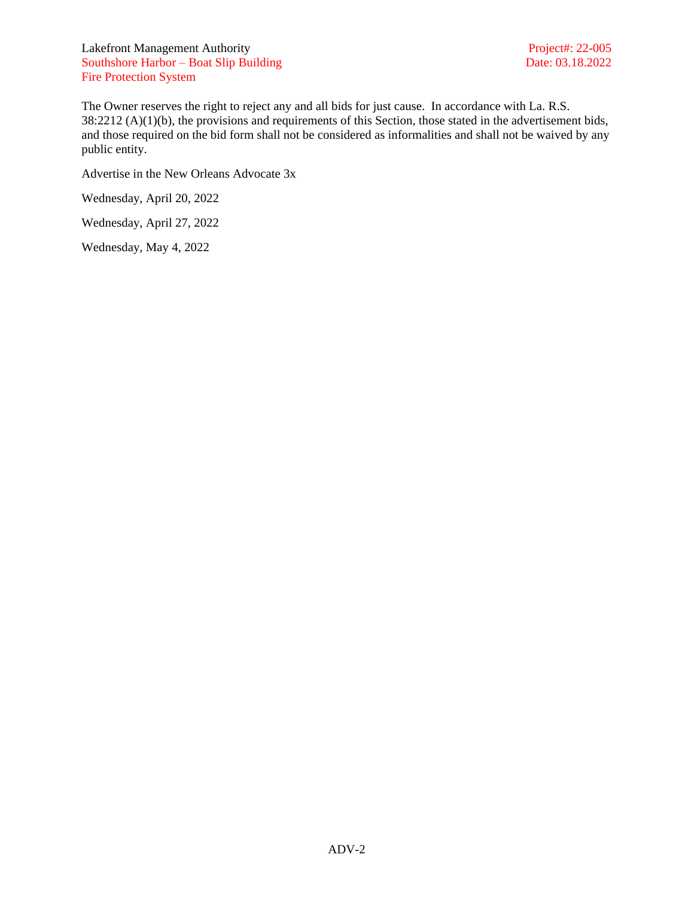The Owner reserves the right to reject any and all bids for just cause. In accordance with La. R.S. 38:2212 (A)(1)(b), the provisions and requirements of this Section, those stated in the advertisement bids, and those required on the bid form shall not be considered as informalities and shall not be waived by any public entity.

Advertise in the New Orleans Advocate 3x

Wednesday, April 20, 2022

Wednesday, April 27, 2022

Wednesday, May 4, 2022